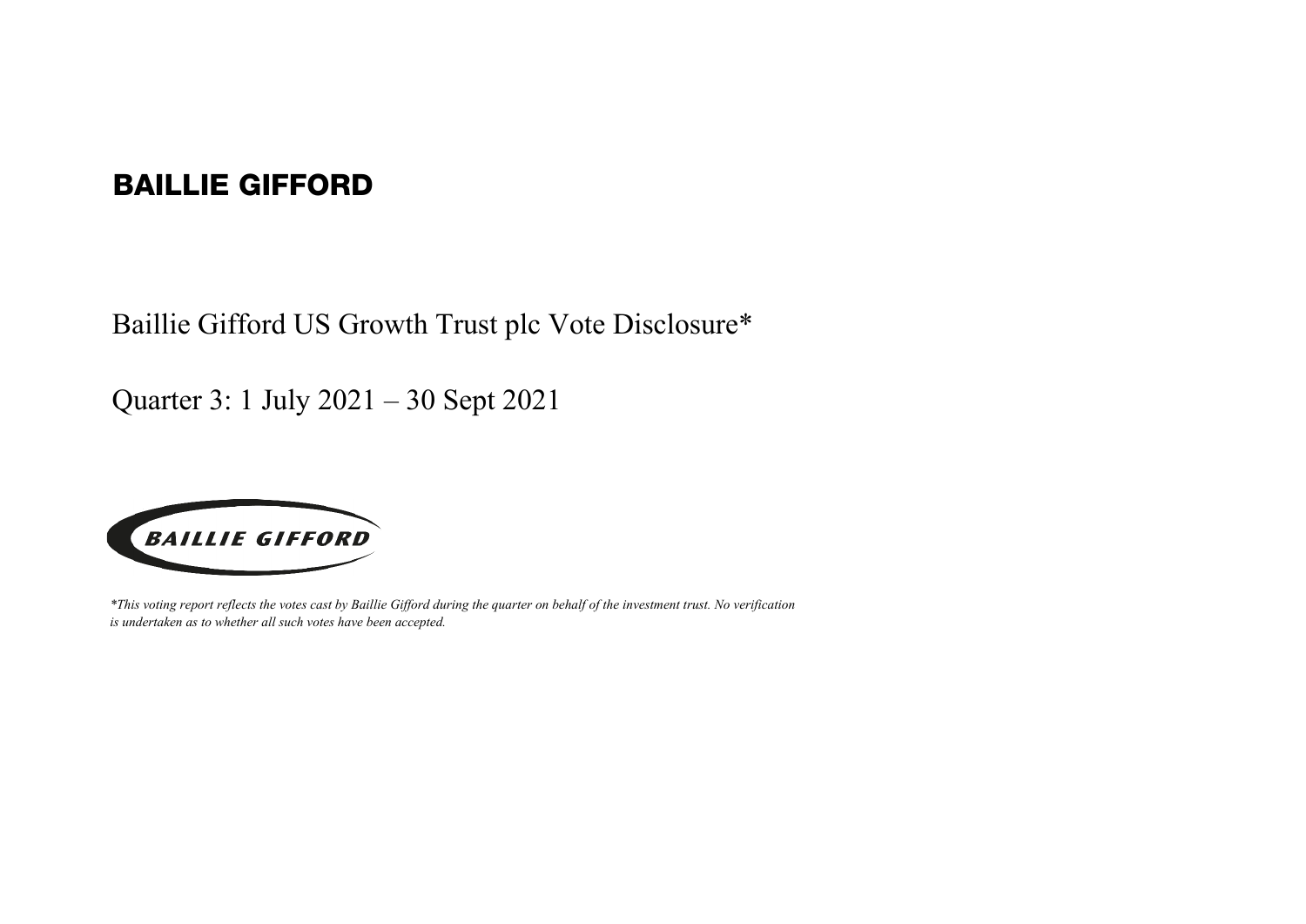# BAILLIE GIFFORD

## Baillie Gifford US Growth Trust plc Vote Disclosure*

## Quarter 3: 1 July 2021 – 30 Sept 2021

BAILLIE GIFFORD

*\*This voting report reflects the votes cast by Baillie Gifford during the quarter on behalf of the investment trust. No verification is undertaken as to whether all such votes have been accepted.*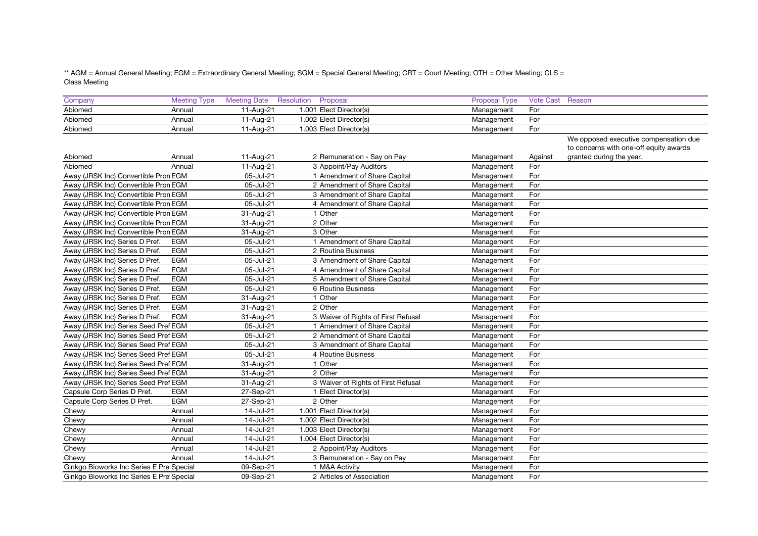** AGM = Annual General Meeting; EGM = Extraordinary General Meeting; SGM = Special General Meeting; CRT = Court Meeting; OTH = Other Meeting; CLS = Class Meeting

| Company | Meeting Type | Meeting Date | Resolution | Proposal | Proposal Type | Vote Cast | Reason |
|---|---|---|---|---|---|---|---|
| Abiomed | Annual | 11-Aug-21 | 1.001 | Elect Director(s) | Management | For | |
| Abiomed | Annual | 11-Aug-21 | 1.002 | Elect Director(s) | Management | For | |
| Abiomed | Annual | 11-Aug-21 | 1.003 | Elect Director(s) | Management | For | |
| Abiomed | Annual | 11-Aug-21 | 2 | Remuneration - Say on Pay | Management | Against | We opposed executive compensation due to concerns with one-off equity awards granted during the year. |
| Abiomed | Annual | 11-Aug-21 | 3 | Appoint/Pay Auditors | Management | For | |
| Away (JRSK Inc) Convertible Pron | EGM | 05-Jul-21 | 1 | Amendment of Share Capital | Management | For | |
| Away (JRSK Inc) Convertible Pron | EGM | 05-Jul-21 | 2 | Amendment of Share Capital | Management | For | |
| Away (JRSK Inc) Convertible Pron | EGM | 05-Jul-21 | 3 | Amendment of Share Capital | Management | For | |
| Away (JRSK Inc) Convertible Pron | EGM | 05-Jul-21 | 4 | Amendment of Share Capital | Management | For | |
| Away (JRSK Inc) Convertible Pron | EGM | 31-Aug-21 | 1 | Other | Management | For | |
| Away (JRSK Inc) Convertible Pron | EGM | 31-Aug-21 | 2 | Other | Management | For | |
| Away (JRSK Inc) Convertible Pron | EGM | 31-Aug-21 | 3 | Other | Management | For | |
| Away (JRSK Inc) Series D Pref. | EGM | 05-Jul-21 | 1 | Amendment of Share Capital | Management | For | |
| Away (JRSK Inc) Series D Pref. | EGM | 05-Jul-21 | 2 | Routine Business | Management | For | |
| Away (JRSK Inc) Series D Pref. | EGM | 05-Jul-21 | 3 | Amendment of Share Capital | Management | For | |
| Away (JRSK Inc) Series D Pref. | EGM | 05-Jul-21 | 4 | Amendment of Share Capital | Management | For | |
| Away (JRSK Inc) Series D Pref. | EGM | 05-Jul-21 | 5 | Amendment of Share Capital | Management | For | |
| Away (JRSK Inc) Series D Pref. | EGM | 05-Jul-21 | 6 | Routine Business | Management | For | |
| Away (JRSK Inc) Series D Pref. | EGM | 31-Aug-21 | 1 | Other | Management | For | |
| Away (JRSK Inc) Series D Pref. | EGM | 31-Aug-21 | 2 | Other | Management | For | |
| Away (JRSK Inc) Series D Pref. | EGM | 31-Aug-21 | 3 | Waiver of Rights of First Refusal | Management | For | |
| Away (JRSK Inc) Series Seed Pref | EGM | 05-Jul-21 | 1 | Amendment of Share Capital | Management | For | |
| Away (JRSK Inc) Series Seed Pref | EGM | 05-Jul-21 | 2 | Amendment of Share Capital | Management | For | |
| Away (JRSK Inc) Series Seed Pref | EGM | 05-Jul-21 | 3 | Amendment of Share Capital | Management | For | |
| Away (JRSK Inc) Series Seed Pref | EGM | 05-Jul-21 | 4 | Routine Business | Management | For | |
| Away (JRSK Inc) Series Seed Pref | EGM | 31-Aug-21 | 1 | Other | Management | For | |
| Away (JRSK Inc) Series Seed Pref | EGM | 31-Aug-21 | 2 | Other | Management | For | |
| Away (JRSK Inc) Series Seed Pref | EGM | 31-Aug-21 | 3 | Waiver of Rights of First Refusal | Management | For | |
| Capsule Corp Series D Pref. | EGM | 27-Sep-21 | 1 | Elect Director(s) | Management | For | |
| Capsule Corp Series D Pref. | EGM | 27-Sep-21 | 2 | Other | Management | For | |
| Chewy | Annual | 14-Jul-21 | 1.001 | Elect Director(s) | Management | For | |
| Chewy | Annual | 14-Jul-21 | 1.002 | Elect Director(s) | Management | For | |
| Chewy | Annual | 14-Jul-21 | 1.003 | Elect Director(s) | Management | For | |
| Chewy | Annual | 14-Jul-21 | 1.004 | Elect Director(s) | Management | For | |
| Chewy | Annual | 14-Jul-21 | 2 | Appoint/Pay Auditors | Management | For | |
| Chewy | Annual | 14-Jul-21 | 3 | Remuneration - Say on Pay | Management | For | |
| Ginkgo Bioworks Inc Series E Pre | Special | 09-Sep-21 | 1 | M&A Activity | Management | For | |
| Ginkgo Bioworks Inc Series E Pre | Special | 09-Sep-21 | 2 | Articles of Association | Management | For | |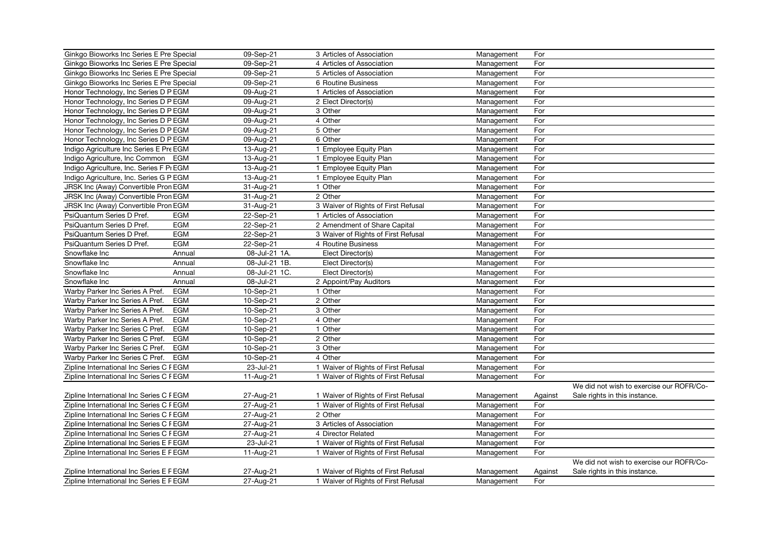| | | | | | | |
|---|---|---|---|---|---|---|
| Ginkgo Bioworks Inc Series E Pre | Special | 09-Sep-21 | 3 Articles of Association | Management | For | |
| Ginkgo Bioworks Inc Series E Pre | Special | 09-Sep-21 | 4 Articles of Association | Management | For | |
| Ginkgo Bioworks Inc Series E Pre | Special | 09-Sep-21 | 5 Articles of Association | Management | For | |
| Ginkgo Bioworks Inc Series E Pre | Special | 09-Sep-21 | 6 Routine Business | Management | For | |
| Honor Technology, Inc Series D P | EGM | 09-Aug-21 | 1 Articles of Association | Management | For | |
| Honor Technology, Inc Series D P | EGM | 09-Aug-21 | 2 Elect Director(s) | Management | For | |
| Honor Technology, Inc Series D P | EGM | 09-Aug-21 | 3 Other | Management | For | |
| Honor Technology, Inc Series D P | EGM | 09-Aug-21 | 4 Other | Management | For | |
| Honor Technology, Inc Series D P | EGM | 09-Aug-21 | 5 Other | Management | For | |
| Honor Technology, Inc Series D P | EGM | 09-Aug-21 | 6 Other | Management | For | |
| Indigo Agriculture Inc Series E Pre | EGM | 13-Aug-21 | 1 Employee Equity Plan | Management | For | |
| Indigo Agriculture, Inc Common | EGM | 13-Aug-21 | 1 Employee Equity Plan | Management | For | |
| Indigo Agriculture, Inc. Series F Pr | EGM | 13-Aug-21 | 1 Employee Equity Plan | Management | For | |
| Indigo Agriculture, Inc. Series G P | EGM | 13-Aug-21 | 1 Employee Equity Plan | Management | For | |
| JRSK Inc (Away) Convertible Pron | EGM | 31-Aug-21 | 1 Other | Management | For | |
| JRSK Inc (Away) Convertible Pron | EGM | 31-Aug-21 | 2 Other | Management | For | |
| JRSK Inc (Away) Convertible Pron | EGM | 31-Aug-21 | 3 Waiver of Rights of First Refusal | Management | For | |
| PsiQuantum Series D Pref. | EGM | 22-Sep-21 | 1 Articles of Association | Management | For | |
| PsiQuantum Series D Pref. | EGM | 22-Sep-21 | 2 Amendment of Share Capital | Management | For | |
| PsiQuantum Series D Pref. | EGM | 22-Sep-21 | 3 Waiver of Rights of First Refusal | Management | For | |
| PsiQuantum Series D Pref. | EGM | 22-Sep-21 | 4 Routine Business | Management | For | |
| Snowflake Inc | Annual | 08-Jul-21 | 1A. Elect Director(s) | Management | For | |
| Snowflake Inc | Annual | 08-Jul-21 | 1B. Elect Director(s) | Management | For | |
| Snowflake Inc | Annual | 08-Jul-21 | 1C. Elect Director(s) | Management | For | |
| Snowflake Inc | Annual | 08-Jul-21 | 2 Appoint/Pay Auditors | Management | For | |
| Warby Parker Inc Series A Pref. | EGM | 10-Sep-21 | 1 Other | Management | For | |
| Warby Parker Inc Series A Pref. | EGM | 10-Sep-21 | 2 Other | Management | For | |
| Warby Parker Inc Series A Pref. | EGM | 10-Sep-21 | 3 Other | Management | For | |
| Warby Parker Inc Series A Pref. | EGM | 10-Sep-21 | 4 Other | Management | For | |
| Warby Parker Inc Series C Pref. | EGM | 10-Sep-21 | 1 Other | Management | For | |
| Warby Parker Inc Series C Pref. | EGM | 10-Sep-21 | 2 Other | Management | For | |
| Warby Parker Inc Series C Pref. | EGM | 10-Sep-21 | 3 Other | Management | For | |
| Warby Parker Inc Series C Pref. | EGM | 10-Sep-21 | 4 Other | Management | For | |
| Zipline International Inc Series C F | EGM | 23-Jul-21 | 1 Waiver of Rights of First Refusal | Management | For | |
| Zipline International Inc Series C F | EGM | 11-Aug-21 | 1 Waiver of Rights of First Refusal | Management | For | |
| Zipline International Inc Series C F | EGM | 27-Aug-21 | 1 Waiver of Rights of First Refusal | Management | Against | We did not wish to exercise our ROFR/Co-Sale rights in this instance. |
| Zipline International Inc Series C F | EGM | 27-Aug-21 | 1 Waiver of Rights of First Refusal | Management | For | |
| Zipline International Inc Series C F | EGM | 27-Aug-21 | 2 Other | Management | For | |
| Zipline International Inc Series C F | EGM | 27-Aug-21 | 3 Articles of Association | Management | For | |
| Zipline International Inc Series C F | EGM | 27-Aug-21 | 4 Director Related | Management | For | |
| Zipline International Inc Series E F | EGM | 23-Jul-21 | 1 Waiver of Rights of First Refusal | Management | For | |
| Zipline International Inc Series E F | EGM | 11-Aug-21 | 1 Waiver of Rights of First Refusal | Management | For | |
| Zipline International Inc Series E F | EGM | 27-Aug-21 | 1 Waiver of Rights of First Refusal | Management | Against | We did not wish to exercise our ROFR/Co-Sale rights in this instance. |
| Zipline International Inc Series E F | EGM | 27-Aug-21 | 1 Waiver of Rights of First Refusal | Management | For | |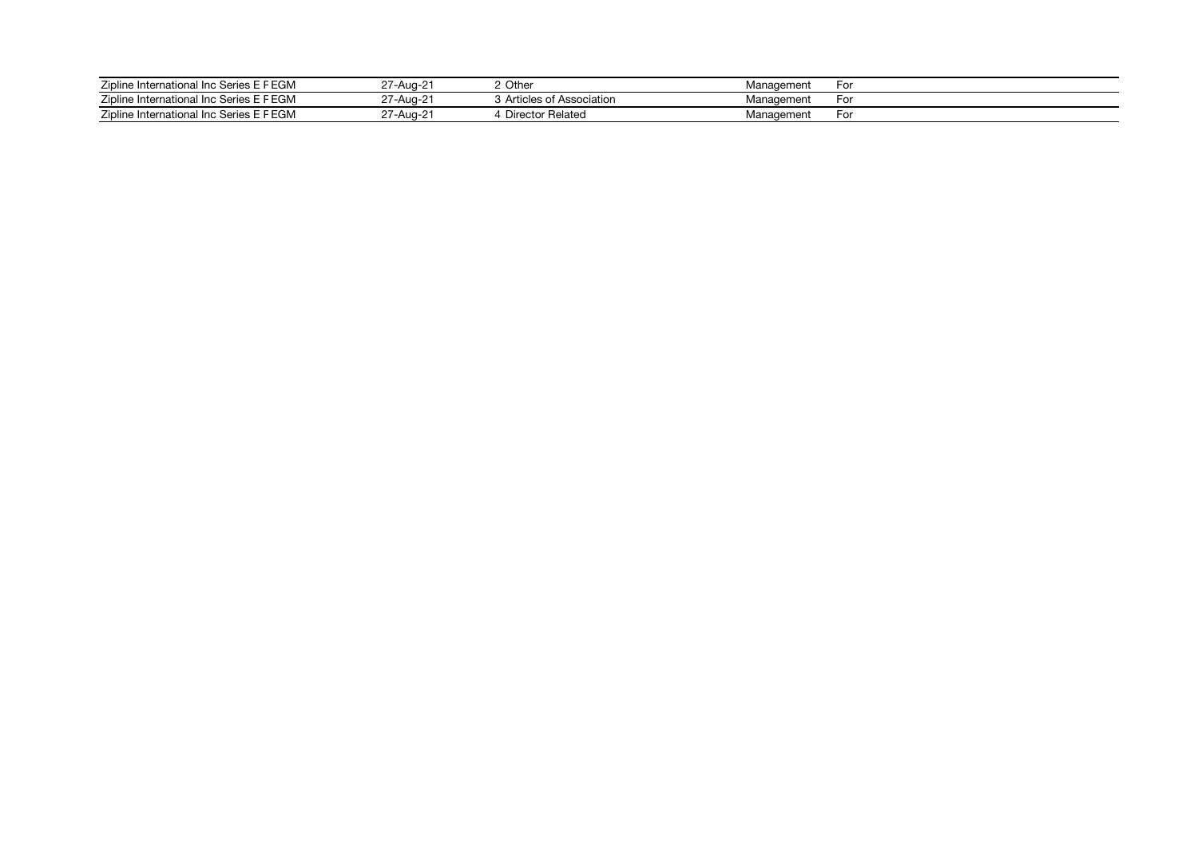| | | | | |
|---|---|---|---|---|
| Zipline International Inc Series E F EGM | 27-Aug-21 | 2 Other | Management | For |
| Zipline International Inc Series E F EGM | 27-Aug-21 | 3 Articles of Association | Management | For |
| Zipline International Inc Series E F EGM | 27-Aug-21 | 4 Director Related | Management | For |